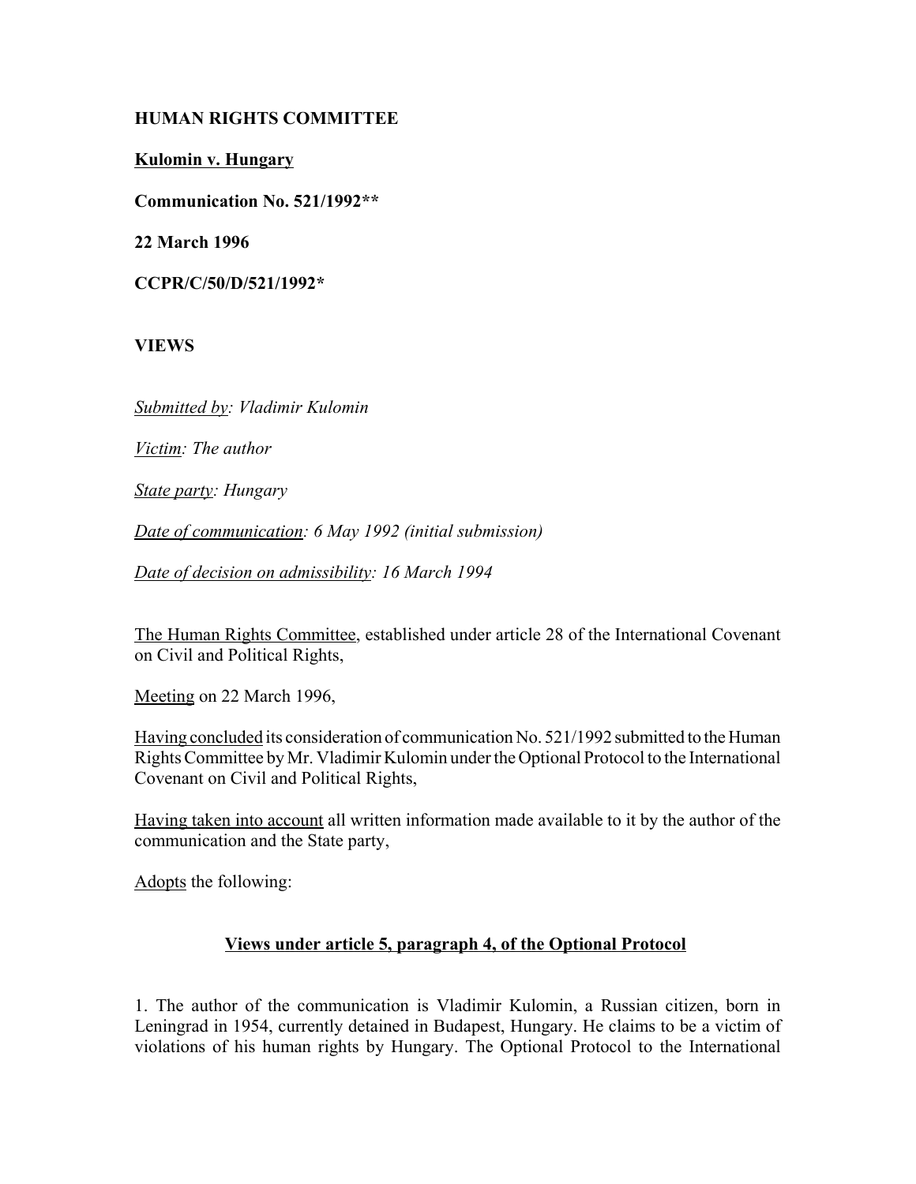**HUMAN RIGHTS COMMITTEE**

**Kulomin v. Hungary**

**Communication No. 521/1992****

**22 March 1996**

**CCPR/C/50/D/521/1992***

**VIEWS**

*Submitted by: Vladimir Kulomin*

*Victim: The author*

*State party: Hungary*

*Date of communication: 6 May 1992 (initial submission)*

*Date of decision on admissibility: 16 March 1994*

The Human Rights Committee, established under article 28 of the International Covenant on Civil and Political Rights,

Meeting on 22 March 1996,

Having concluded its consideration of communication No. 521/1992 submitted to the Human Rights Committee by Mr. Vladimir Kulomin under the Optional Protocol to the International Covenant on Civil and Political Rights,

Having taken into account all written information made available to it by the author of the communication and the State party,

Adopts the following:

## Views under article 5, paragraph 4, of the Optional Protocol

1. The author of the communication is Vladimir Kulomin, a Russian citizen, born in Leningrad in 1954, currently detained in Budapest, Hungary. He claims to be a victim of violations of his human rights by Hungary. The Optional Protocol to the International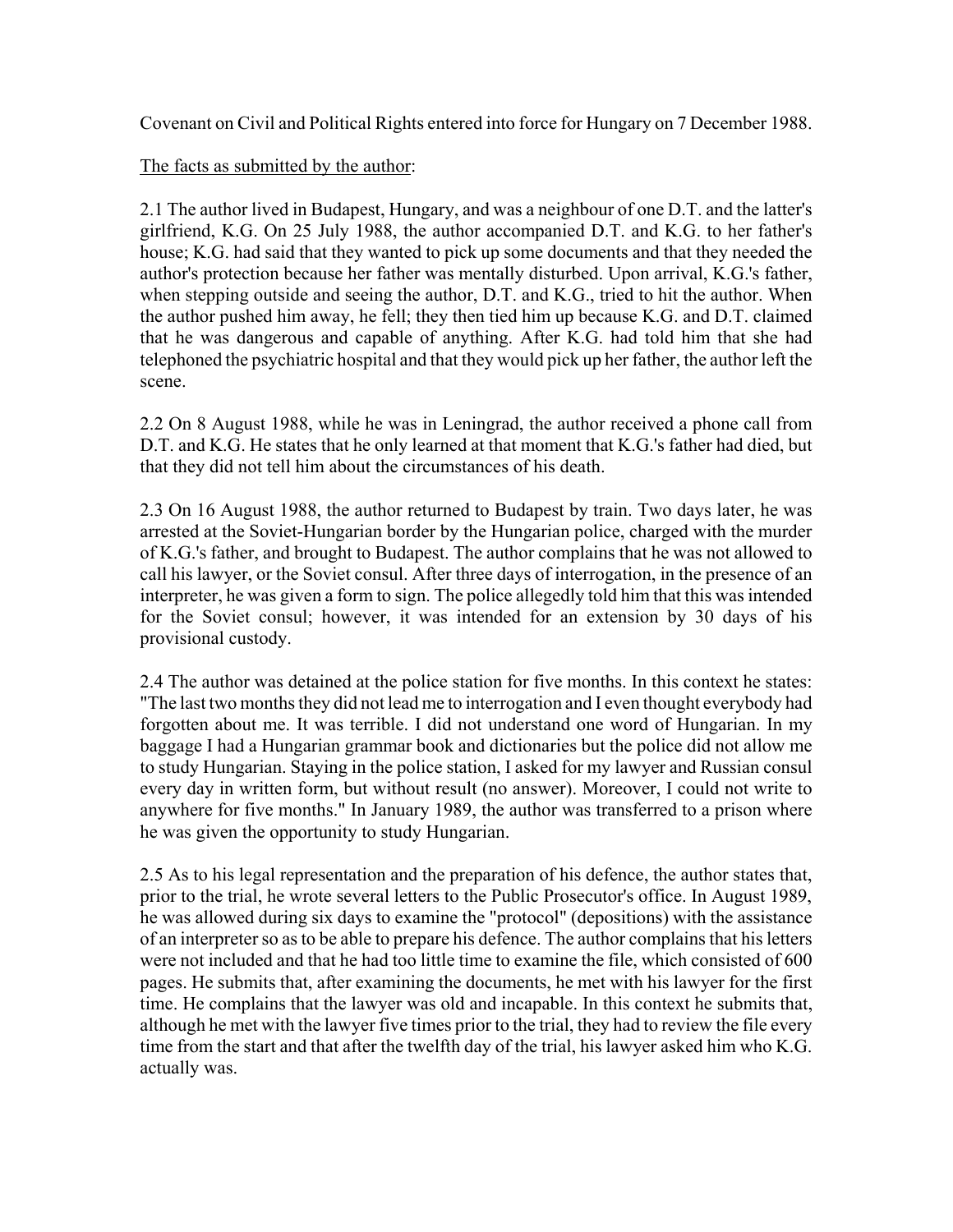Covenant on Civil and Political Rights entered into force for Hungary on 7 December 1988.

<u>The facts as submitted by the author</u>:

2.1 The author lived in Budapest, Hungary, and was a neighbour of one D.T. and the latter's girlfriend, K.G. On 25 July 1988, the author accompanied D.T. and K.G. to her father's house; K.G. had said that they wanted to pick up some documents and that they needed the author's protection because her father was mentally disturbed. Upon arrival, K.G.'s father, when stepping outside and seeing the author, D.T. and K.G., tried to hit the author. When the author pushed him away, he fell; they then tied him up because K.G. and D.T. claimed that he was dangerous and capable of anything. After K.G. had told him that she had telephoned the psychiatric hospital and that they would pick up her father, the author left the scene.

2.2 On 8 August 1988, while he was in Leningrad, the author received a phone call from D.T. and K.G. He states that he only learned at that moment that K.G.'s father had died, but that they did not tell him about the circumstances of his death.

2.3 On 16 August 1988, the author returned to Budapest by train. Two days later, he was arrested at the Soviet-Hungarian border by the Hungarian police, charged with the murder of K.G.'s father, and brought to Budapest. The author complains that he was not allowed to call his lawyer, or the Soviet consul. After three days of interrogation, in the presence of an interpreter, he was given a form to sign. The police allegedly told him that this was intended for the Soviet consul; however, it was intended for an extension by 30 days of his provisional custody.

2.4 The author was detained at the police station for five months. In this context he states: "The last two months they did not lead me to interrogation and I even thought everybody had forgotten about me. It was terrible. I did not understand one word of Hungarian. In my baggage I had a Hungarian grammar book and dictionaries but the police did not allow me to study Hungarian. Staying in the police station, I asked for my lawyer and Russian consul every day in written form, but without result (no answer). Moreover, I could not write to anywhere for five months." In January 1989, the author was transferred to a prison where he was given the opportunity to study Hungarian.

2.5 As to his legal representation and the preparation of his defence, the author states that, prior to the trial, he wrote several letters to the Public Prosecutor's office. In August 1989, he was allowed during six days to examine the "protocol" (depositions) with the assistance of an interpreter so as to be able to prepare his defence. The author complains that his letters were not included and that he had too little time to examine the file, which consisted of 600 pages. He submits that, after examining the documents, he met with his lawyer for the first time. He complains that the lawyer was old and incapable. In this context he submits that, although he met with the lawyer five times prior to the trial, they had to review the file every time from the start and that after the twelfth day of the trial, his lawyer asked him who K.G. actually was.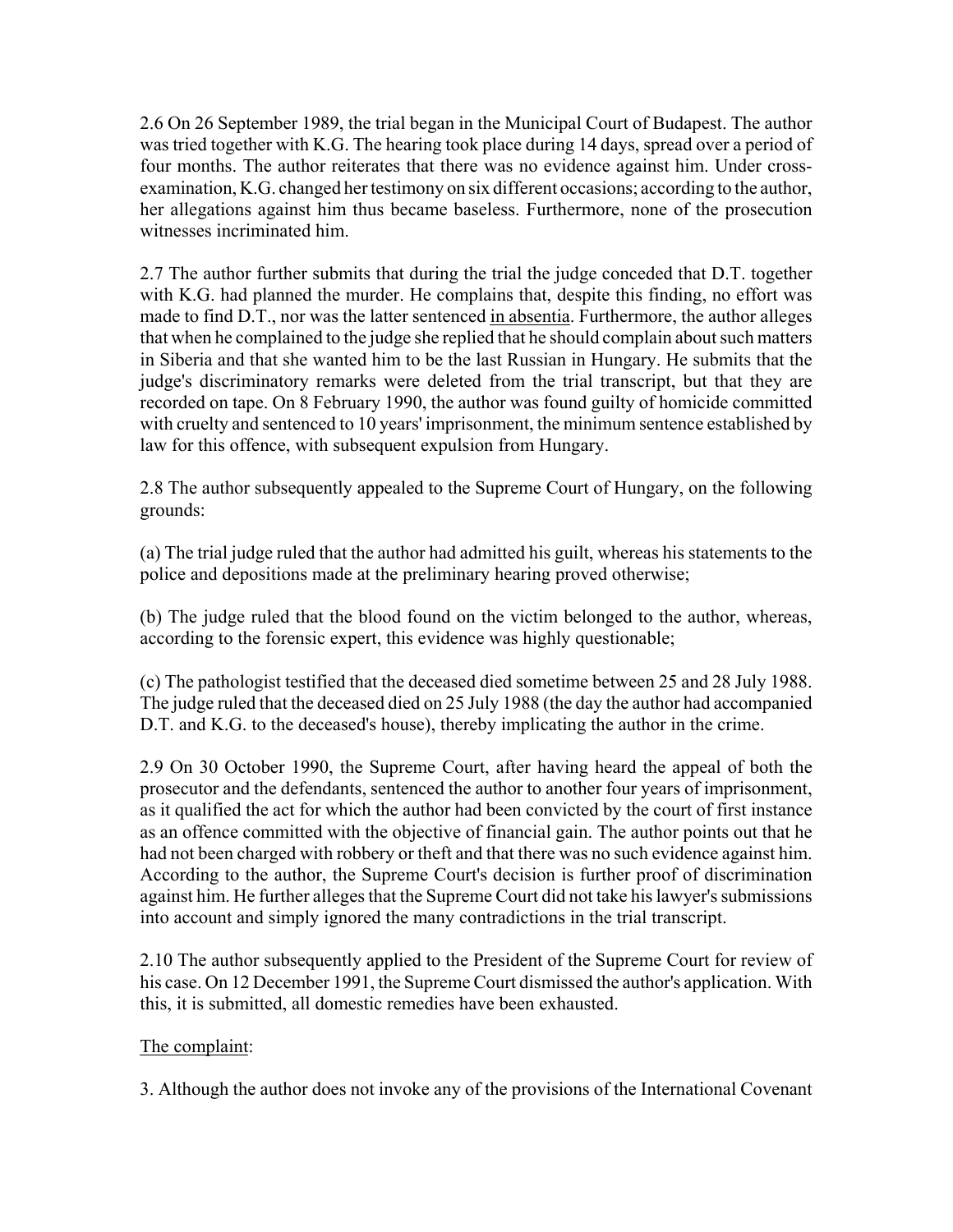2.6 On 26 September 1989, the trial began in the Municipal Court of Budapest. The author was tried together with K.G. The hearing took place during 14 days, spread over a period of four months. The author reiterates that there was no evidence against him. Under cross-examination, K.G. changed her testimony on six different occasions; according to the author, her allegations against him thus became baseless. Furthermore, none of the prosecution witnesses incriminated him.

2.7 The author further submits that during the trial the judge conceded that D.T. together with K.G. had planned the murder. He complains that, despite this finding, no effort was made to find D.T., nor was the latter sentenced in absentia. Furthermore, the author alleges that when he complained to the judge she replied that he should complain about such matters in Siberia and that she wanted him to be the last Russian in Hungary. He submits that the judge's discriminatory remarks were deleted from the trial transcript, but that they are recorded on tape. On 8 February 1990, the author was found guilty of homicide committed with cruelty and sentenced to 10 years' imprisonment, the minimum sentence established by law for this offence, with subsequent expulsion from Hungary.

2.8 The author subsequently appealed to the Supreme Court of Hungary, on the following grounds:

(a) The trial judge ruled that the author had admitted his guilt, whereas his statements to the police and depositions made at the preliminary hearing proved otherwise;

(b) The judge ruled that the blood found on the victim belonged to the author, whereas, according to the forensic expert, this evidence was highly questionable;

(c) The pathologist testified that the deceased died sometime between 25 and 28 July 1988. The judge ruled that the deceased died on 25 July 1988 (the day the author had accompanied D.T. and K.G. to the deceased's house), thereby implicating the author in the crime.

2.9 On 30 October 1990, the Supreme Court, after having heard the appeal of both the prosecutor and the defendants, sentenced the author to another four years of imprisonment, as it qualified the act for which the author had been convicted by the court of first instance as an offence committed with the objective of financial gain. The author points out that he had not been charged with robbery or theft and that there was no such evidence against him. According to the author, the Supreme Court's decision is further proof of discrimination against him. He further alleges that the Supreme Court did not take his lawyer's submissions into account and simply ignored the many contradictions in the trial transcript.

2.10 The author subsequently applied to the President of the Supreme Court for review of his case. On 12 December 1991, the Supreme Court dismissed the author's application. With this, it is submitted, all domestic remedies have been exhausted.

The complaint:

3. Although the author does not invoke any of the provisions of the International Covenant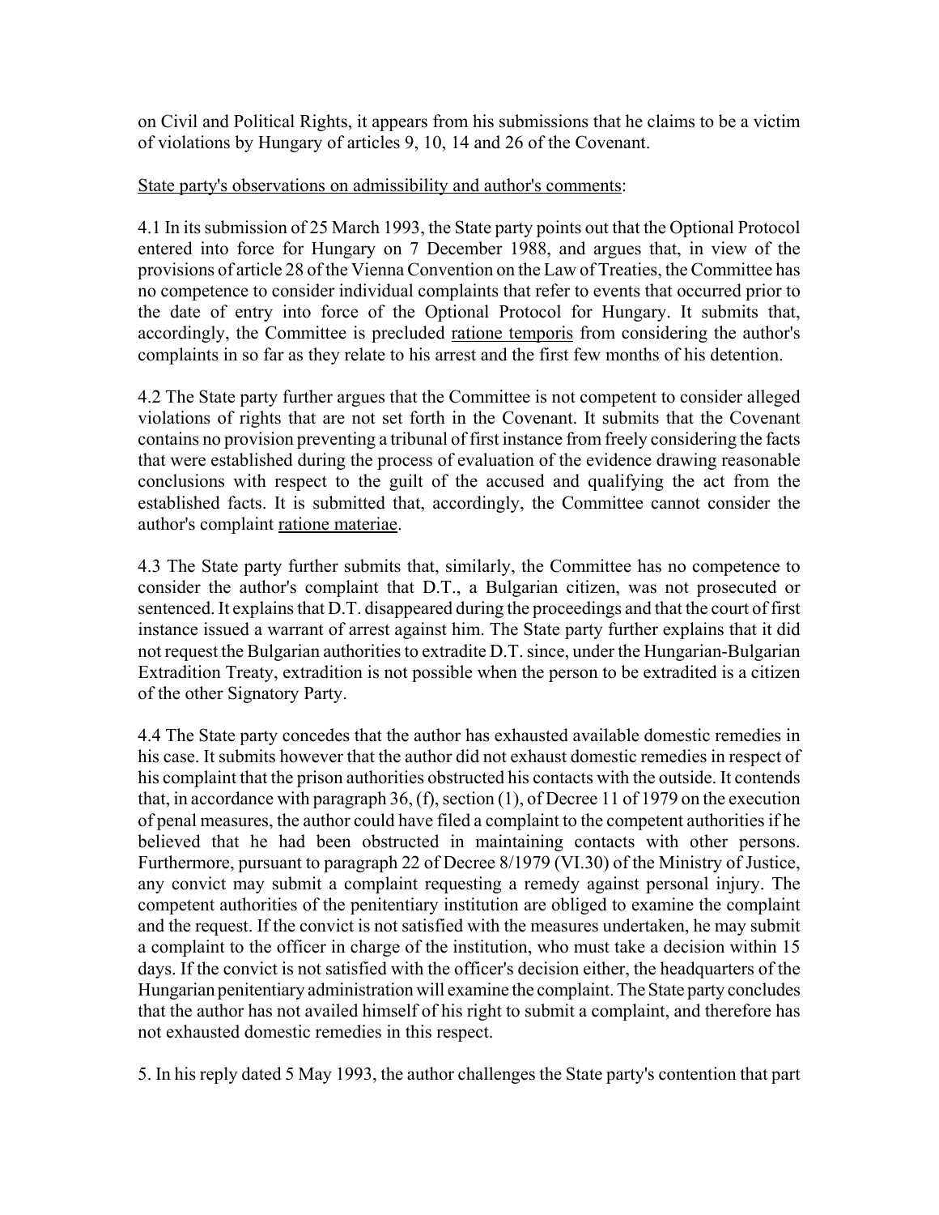on Civil and Political Rights, it appears from his submissions that he claims to be a victim of violations by Hungary of articles 9, 10, 14 and 26 of the Covenant.

State party's observations on admissibility and author's comments:

4.1 In its submission of 25 March 1993, the State party points out that the Optional Protocol entered into force for Hungary on 7 December 1988, and argues that, in view of the provisions of article 28 of the Vienna Convention on the Law of Treaties, the Committee has no competence to consider individual complaints that refer to events that occurred prior to the date of entry into force of the Optional Protocol for Hungary. It submits that, accordingly, the Committee is precluded *ratione temporis* from considering the author's complaints in so far as they relate to his arrest and the first few months of his detention.

4.2 The State party further argues that the Committee is not competent to consider alleged violations of rights that are not set forth in the Covenant. It submits that the Covenant contains no provision preventing a tribunal of first instance from freely considering the facts that were established during the process of evaluation of the evidence drawing reasonable conclusions with respect to the guilt of the accused and qualifying the act from the established facts. It is submitted that, accordingly, the Committee cannot consider the author's complaint *ratione materiae*.

4.3 The State party further submits that, similarly, the Committee has no competence to consider the author's complaint that D.T., a Bulgarian citizen, was not prosecuted or sentenced. It explains that D.T. disappeared during the proceedings and that the court of first instance issued a warrant of arrest against him. The State party further explains that it did not request the Bulgarian authorities to extradite D.T. since, under the Hungarian-Bulgarian Extradition Treaty, extradition is not possible when the person to be extradited is a citizen of the other Signatory Party.

4.4 The State party concedes that the author has exhausted available domestic remedies in his case. It submits however that the author did not exhaust domestic remedies in respect of his complaint that the prison authorities obstructed his contacts with the outside. It contends that, in accordance with paragraph 36, (f), section (1), of Decree 11 of 1979 on the execution of penal measures, the author could have filed a complaint to the competent authorities if he believed that he had been obstructed in maintaining contacts with other persons. Furthermore, pursuant to paragraph 22 of Decree 8/1979 (VI.30) of the Ministry of Justice, any convict may submit a complaint requesting a remedy against personal injury. The competent authorities of the penitentiary institution are obliged to examine the complaint and the request. If the convict is not satisfied with the measures undertaken, he may submit a complaint to the officer in charge of the institution, who must take a decision within 15 days. If the convict is not satisfied with the officer's decision either, the headquarters of the Hungarian penitentiary administration will examine the complaint. The State party concludes that the author has not availed himself of his right to submit a complaint, and therefore has not exhausted domestic remedies in this respect.

5. In his reply dated 5 May 1993, the author challenges the State party's contention that part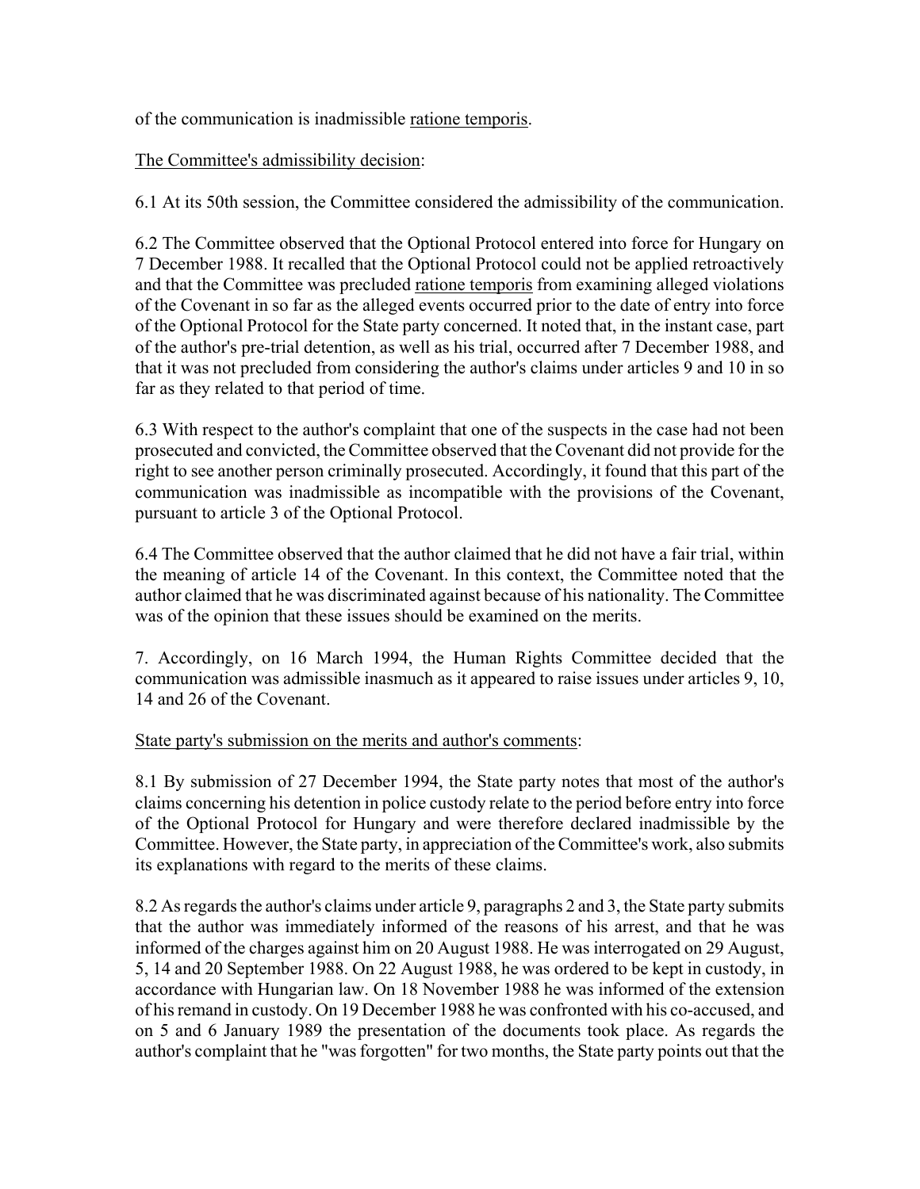of the communication is inadmissible ratione temporis.

The Committee's admissibility decision:

6.1 At its 50th session, the Committee considered the admissibility of the communication.

6.2 The Committee observed that the Optional Protocol entered into force for Hungary on 7 December 1988. It recalled that the Optional Protocol could not be applied retroactively and that the Committee was precluded ratione temporis from examining alleged violations of the Covenant in so far as the alleged events occurred prior to the date of entry into force of the Optional Protocol for the State party concerned. It noted that, in the instant case, part of the author's pre-trial detention, as well as his trial, occurred after 7 December 1988, and that it was not precluded from considering the author's claims under articles 9 and 10 in so far as they related to that period of time.

6.3 With respect to the author's complaint that one of the suspects in the case had not been prosecuted and convicted, the Committee observed that the Covenant did not provide for the right to see another person criminally prosecuted. Accordingly, it found that this part of the communication was inadmissible as incompatible with the provisions of the Covenant, pursuant to article 3 of the Optional Protocol.

6.4 The Committee observed that the author claimed that he did not have a fair trial, within the meaning of article 14 of the Covenant. In this context, the Committee noted that the author claimed that he was discriminated against because of his nationality. The Committee was of the opinion that these issues should be examined on the merits.

7. Accordingly, on 16 March 1994, the Human Rights Committee decided that the communication was admissible inasmuch as it appeared to raise issues under articles 9, 10, 14 and 26 of the Covenant.

State party's submission on the merits and author's comments:

8.1 By submission of 27 December 1994, the State party notes that most of the author's claims concerning his detention in police custody relate to the period before entry into force of the Optional Protocol for Hungary and were therefore declared inadmissible by the Committee. However, the State party, in appreciation of the Committee's work, also submits its explanations with regard to the merits of these claims.

8.2 As regards the author's claims under article 9, paragraphs 2 and 3, the State party submits that the author was immediately informed of the reasons of his arrest, and that he was informed of the charges against him on 20 August 1988. He was interrogated on 29 August, 5, 14 and 20 September 1988. On 22 August 1988, he was ordered to be kept in custody, in accordance with Hungarian law. On 18 November 1988 he was informed of the extension of his remand in custody. On 19 December 1988 he was confronted with his co-accused, and on 5 and 6 January 1989 the presentation of the documents took place. As regards the author's complaint that he "was forgotten" for two months, the State party points out that the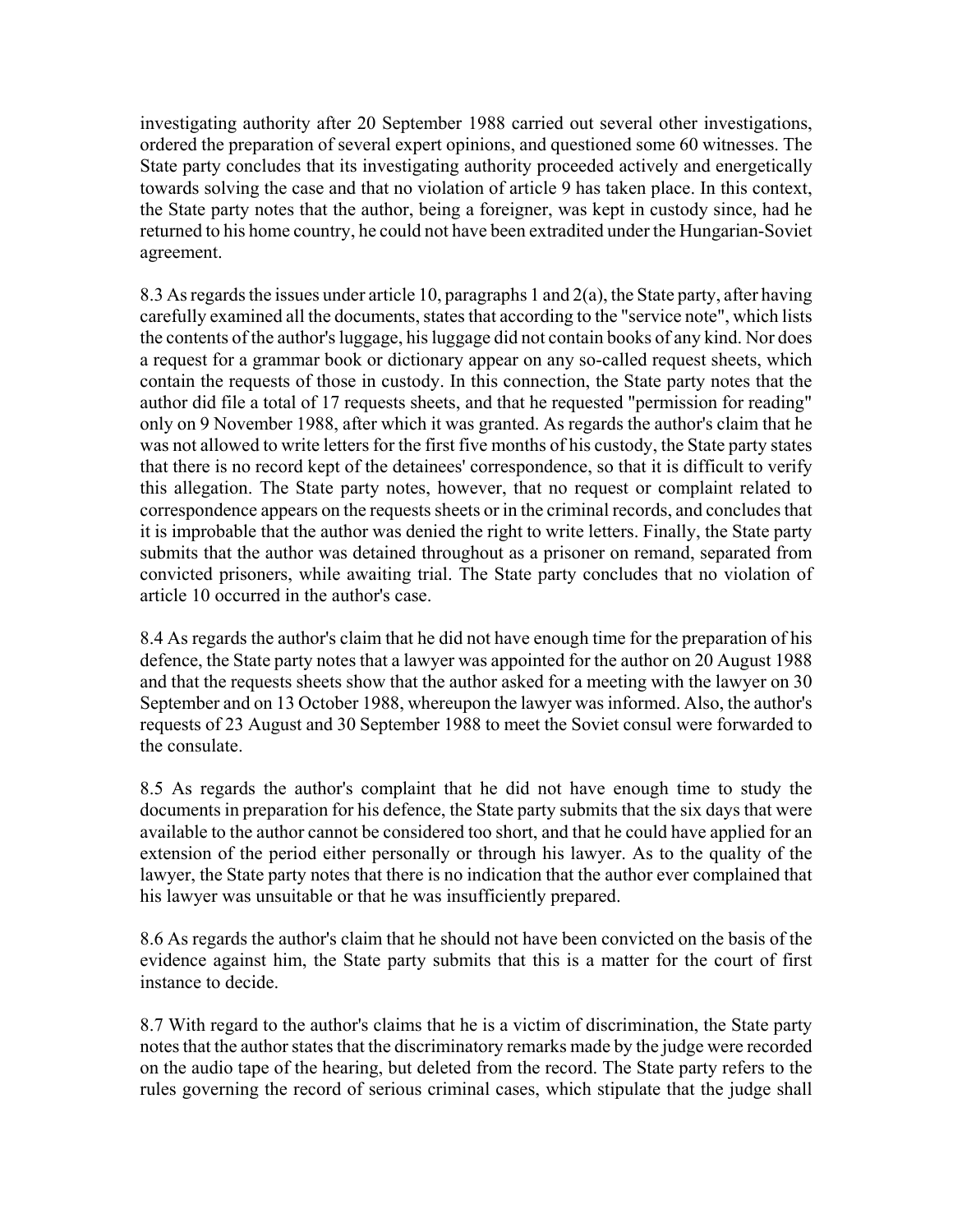investigating authority after 20 September 1988 carried out several other investigations, ordered the preparation of several expert opinions, and questioned some 60 witnesses. The State party concludes that its investigating authority proceeded actively and energetically towards solving the case and that no violation of article 9 has taken place. In this context, the State party notes that the author, being a foreigner, was kept in custody since, had he returned to his home country, he could not have been extradited under the Hungarian-Soviet agreement.

8.3 As regards the issues under article 10, paragraphs 1 and 2(a), the State party, after having carefully examined all the documents, states that according to the "service note", which lists the contents of the author's luggage, his luggage did not contain books of any kind. Nor does a request for a grammar book or dictionary appear on any so-called request sheets, which contain the requests of those in custody. In this connection, the State party notes that the author did file a total of 17 requests sheets, and that he requested "permission for reading" only on 9 November 1988, after which it was granted. As regards the author's claim that he was not allowed to write letters for the first five months of his custody, the State party states that there is no record kept of the detainees' correspondence, so that it is difficult to verify this allegation. The State party notes, however, that no request or complaint related to correspondence appears on the requests sheets or in the criminal records, and concludes that it is improbable that the author was denied the right to write letters. Finally, the State party submits that the author was detained throughout as a prisoner on remand, separated from convicted prisoners, while awaiting trial. The State party concludes that no violation of article 10 occurred in the author's case.

8.4 As regards the author's claim that he did not have enough time for the preparation of his defence, the State party notes that a lawyer was appointed for the author on 20 August 1988 and that the requests sheets show that the author asked for a meeting with the lawyer on 30 September and on 13 October 1988, whereupon the lawyer was informed. Also, the author's requests of 23 August and 30 September 1988 to meet the Soviet consul were forwarded to the consulate.

8.5 As regards the author's complaint that he did not have enough time to study the documents in preparation for his defence, the State party submits that the six days that were available to the author cannot be considered too short, and that he could have applied for an extension of the period either personally or through his lawyer. As to the quality of the lawyer, the State party notes that there is no indication that the author ever complained that his lawyer was unsuitable or that he was insufficiently prepared.

8.6 As regards the author's claim that he should not have been convicted on the basis of the evidence against him, the State party submits that this is a matter for the court of first instance to decide.

8.7 With regard to the author's claims that he is a victim of discrimination, the State party notes that the author states that the discriminatory remarks made by the judge were recorded on the audio tape of the hearing, but deleted from the record. The State party refers to the rules governing the record of serious criminal cases, which stipulate that the judge shall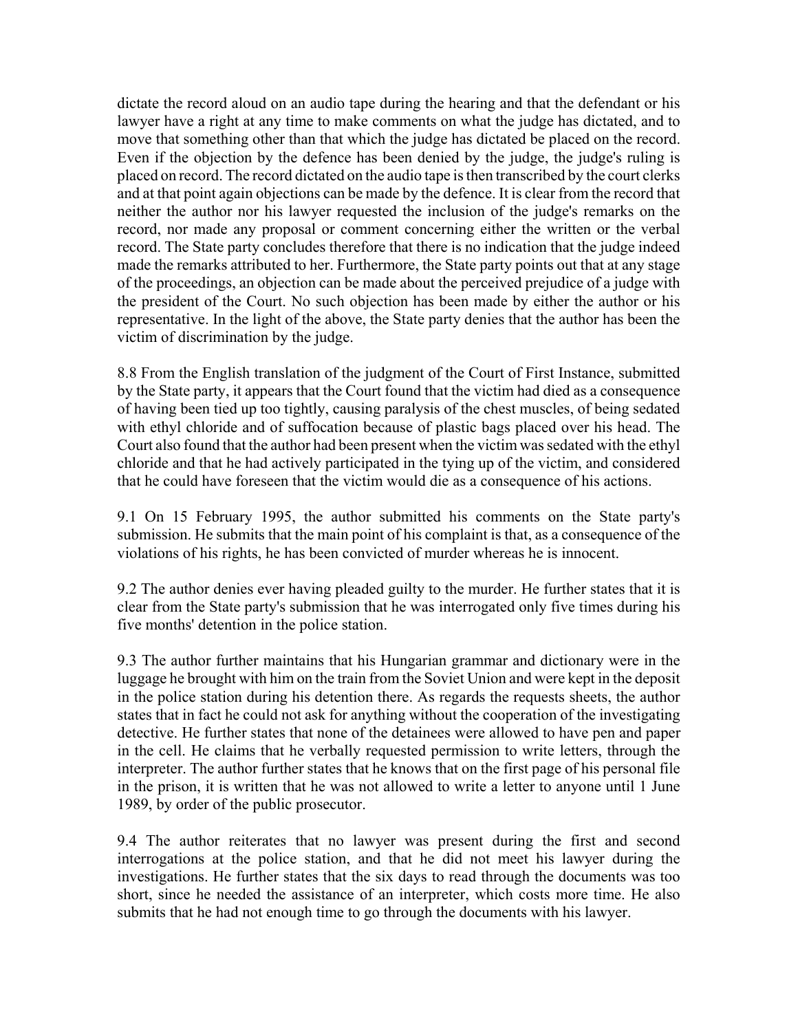dictate the record aloud on an audio tape during the hearing and that the defendant or his lawyer have a right at any time to make comments on what the judge has dictated, and to move that something other than that which the judge has dictated be placed on the record. Even if the objection by the defence has been denied by the judge, the judge's ruling is placed on record. The record dictated on the audio tape is then transcribed by the court clerks and at that point again objections can be made by the defence. It is clear from the record that neither the author nor his lawyer requested the inclusion of the judge's remarks on the record, nor made any proposal or comment concerning either the written or the verbal record. The State party concludes therefore that there is no indication that the judge indeed made the remarks attributed to her. Furthermore, the State party points out that at any stage of the proceedings, an objection can be made about the perceived prejudice of a judge with the president of the Court. No such objection has been made by either the author or his representative. In the light of the above, the State party denies that the author has been the victim of discrimination by the judge.

8.8 From the English translation of the judgment of the Court of First Instance, submitted by the State party, it appears that the Court found that the victim had died as a consequence of having been tied up too tightly, causing paralysis of the chest muscles, of being sedated with ethyl chloride and of suffocation because of plastic bags placed over his head. The Court also found that the author had been present when the victim was sedated with the ethyl chloride and that he had actively participated in the tying up of the victim, and considered that he could have foreseen that the victim would die as a consequence of his actions.

9.1 On 15 February 1995, the author submitted his comments on the State party's submission. He submits that the main point of his complaint is that, as a consequence of the violations of his rights, he has been convicted of murder whereas he is innocent.

9.2 The author denies ever having pleaded guilty to the murder. He further states that it is clear from the State party's submission that he was interrogated only five times during his five months' detention in the police station.

9.3 The author further maintains that his Hungarian grammar and dictionary were in the luggage he brought with him on the train from the Soviet Union and were kept in the deposit in the police station during his detention there. As regards the requests sheets, the author states that in fact he could not ask for anything without the cooperation of the investigating detective. He further states that none of the detainees were allowed to have pen and paper in the cell. He claims that he verbally requested permission to write letters, through the interpreter. The author further states that he knows that on the first page of his personal file in the prison, it is written that he was not allowed to write a letter to anyone until 1 June 1989, by order of the public prosecutor.

9.4 The author reiterates that no lawyer was present during the first and second interrogations at the police station, and that he did not meet his lawyer during the investigations. He further states that the six days to read through the documents was too short, since he needed the assistance of an interpreter, which costs more time. He also submits that he had not enough time to go through the documents with his lawyer.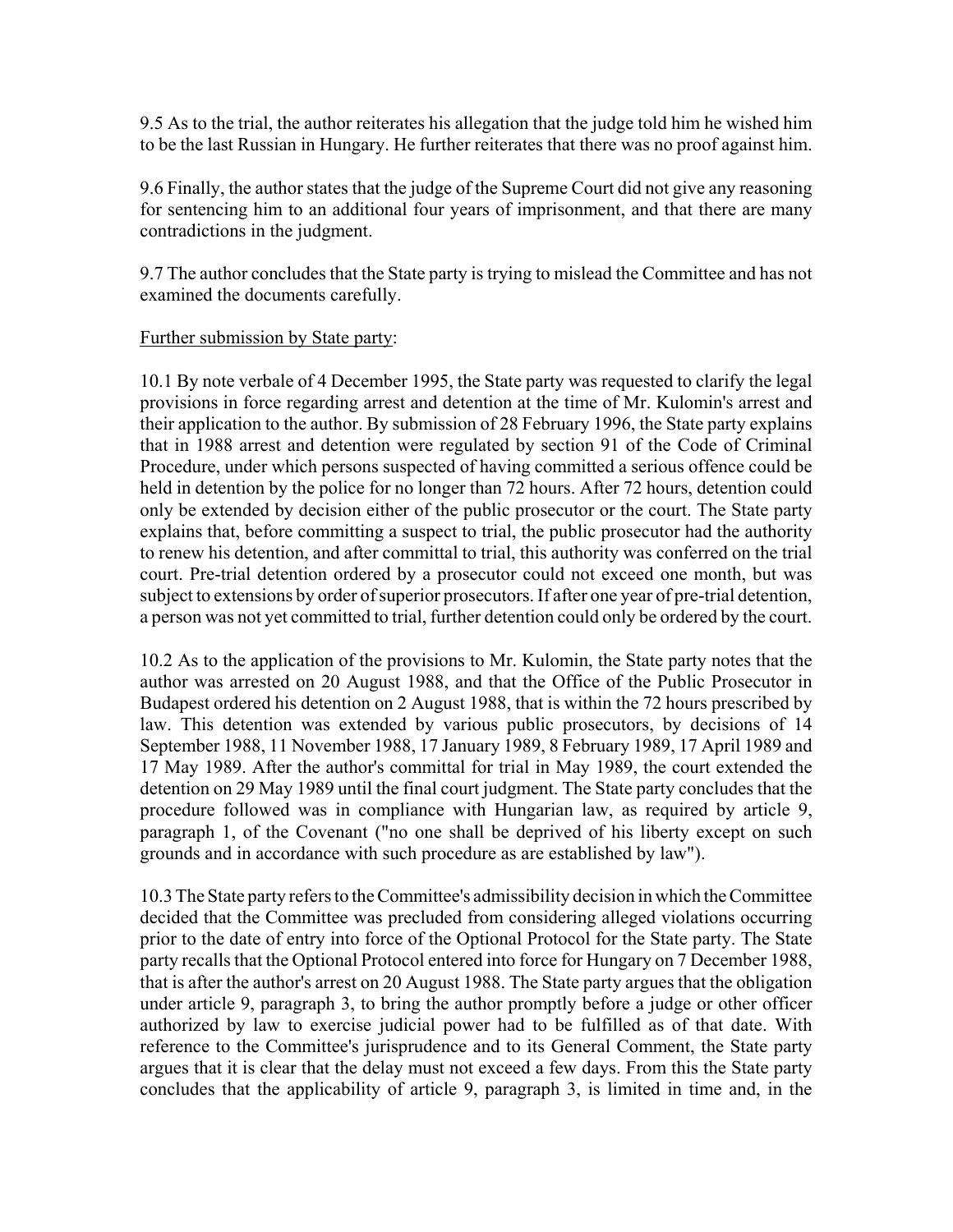9.5 As to the trial, the author reiterates his allegation that the judge told him he wished him to be the last Russian in Hungary. He further reiterates that there was no proof against him.

9.6 Finally, the author states that the judge of the Supreme Court did not give any reasoning for sentencing him to an additional four years of imprisonment, and that there are many contradictions in the judgment.

9.7 The author concludes that the State party is trying to mislead the Committee and has not examined the documents carefully.

Further submission by State party:

10.1 By note verbale of 4 December 1995, the State party was requested to clarify the legal provisions in force regarding arrest and detention at the time of Mr. Kulomin's arrest and their application to the author. By submission of 28 February 1996, the State party explains that in 1988 arrest and detention were regulated by section 91 of the Code of Criminal Procedure, under which persons suspected of having committed a serious offence could be held in detention by the police for no longer than 72 hours. After 72 hours, detention could only be extended by decision either of the public prosecutor or the court. The State party explains that, before committing a suspect to trial, the public prosecutor had the authority to renew his detention, and after committal to trial, this authority was conferred on the trial court. Pre-trial detention ordered by a prosecutor could not exceed one month, but was subject to extensions by order of superior prosecutors. If after one year of pre-trial detention, a person was not yet committed to trial, further detention could only be ordered by the court.

10.2 As to the application of the provisions to Mr. Kulomin, the State party notes that the author was arrested on 20 August 1988, and that the Office of the Public Prosecutor in Budapest ordered his detention on 2 August 1988, that is within the 72 hours prescribed by law. This detention was extended by various public prosecutors, by decisions of 14 September 1988, 11 November 1988, 17 January 1989, 8 February 1989, 17 April 1989 and 17 May 1989. After the author's committal for trial in May 1989, the court extended the detention on 29 May 1989 until the final court judgment. The State party concludes that the procedure followed was in compliance with Hungarian law, as required by article 9, paragraph 1, of the Covenant ("no one shall be deprived of his liberty except on such grounds and in accordance with such procedure as are established by law").

10.3 The State party refers to the Committee's admissibility decision in which the Committee decided that the Committee was precluded from considering alleged violations occurring prior to the date of entry into force of the Optional Protocol for the State party. The State party recalls that the Optional Protocol entered into force for Hungary on 7 December 1988, that is after the author's arrest on 20 August 1988. The State party argues that the obligation under article 9, paragraph 3, to bring the author promptly before a judge or other officer authorized by law to exercise judicial power had to be fulfilled as of that date. With reference to the Committee's jurisprudence and to its General Comment, the State party argues that it is clear that the delay must not exceed a few days. From this the State party concludes that the applicability of article 9, paragraph 3, is limited in time and, in the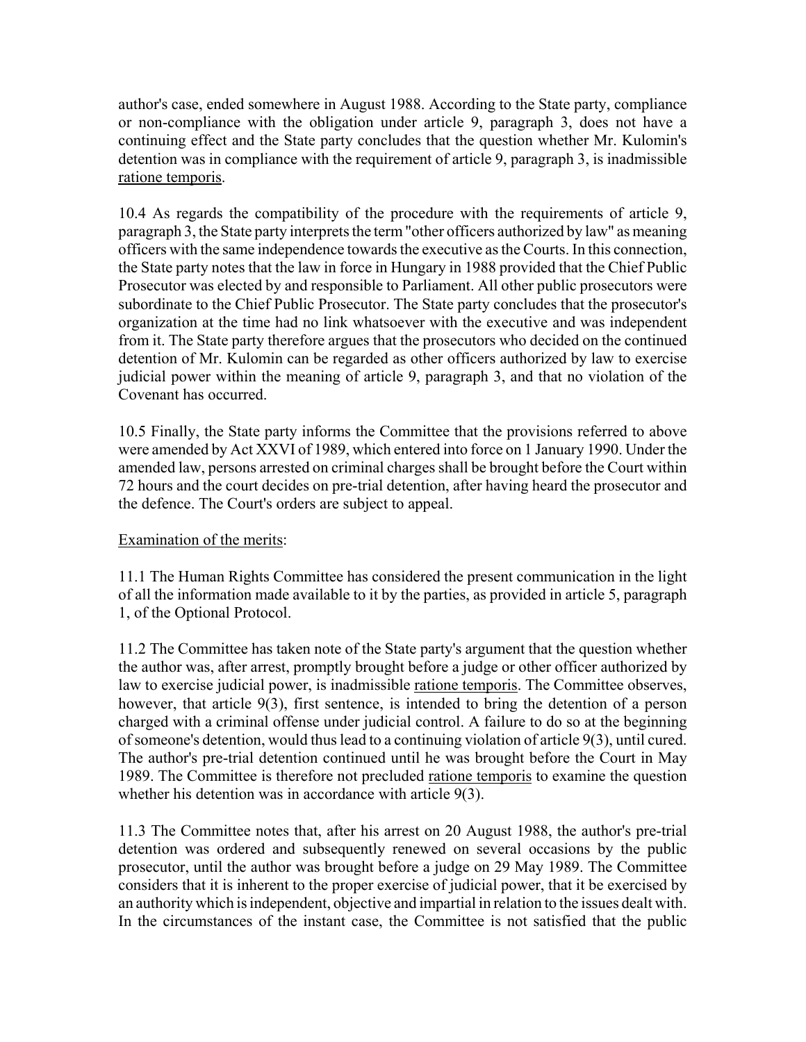author's case, ended somewhere in August 1988. According to the State party, compliance or non-compliance with the obligation under article 9, paragraph 3, does not have a continuing effect and the State party concludes that the question whether Mr. Kulomin's detention was in compliance with the requirement of article 9, paragraph 3, is inadmissible ratione temporis.

10.4 As regards the compatibility of the procedure with the requirements of article 9, paragraph 3, the State party interprets the term "other officers authorized by law" as meaning officers with the same independence towards the executive as the Courts. In this connection, the State party notes that the law in force in Hungary in 1988 provided that the Chief Public Prosecutor was elected by and responsible to Parliament. All other public prosecutors were subordinate to the Chief Public Prosecutor. The State party concludes that the prosecutor's organization at the time had no link whatsoever with the executive and was independent from it. The State party therefore argues that the prosecutors who decided on the continued detention of Mr. Kulomin can be regarded as other officers authorized by law to exercise judicial power within the meaning of article 9, paragraph 3, and that no violation of the Covenant has occurred.

10.5 Finally, the State party informs the Committee that the provisions referred to above were amended by Act XXVI of 1989, which entered into force on 1 January 1990. Under the amended law, persons arrested on criminal charges shall be brought before the Court within 72 hours and the court decides on pre-trial detention, after having heard the prosecutor and the defence. The Court's orders are subject to appeal.

Examination of the merits:

11.1 The Human Rights Committee has considered the present communication in the light of all the information made available to it by the parties, as provided in article 5, paragraph 1, of the Optional Protocol.

11.2 The Committee has taken note of the State party's argument that the question whether the author was, after arrest, promptly brought before a judge or other officer authorized by law to exercise judicial power, is inadmissible ratione temporis. The Committee observes, however, that article 9(3), first sentence, is intended to bring the detention of a person charged with a criminal offense under judicial control. A failure to do so at the beginning of someone's detention, would thus lead to a continuing violation of article 9(3), until cured. The author's pre-trial detention continued until he was brought before the Court in May 1989. The Committee is therefore not precluded ratione temporis to examine the question whether his detention was in accordance with article 9(3).

11.3 The Committee notes that, after his arrest on 20 August 1988, the author's pre-trial detention was ordered and subsequently renewed on several occasions by the public prosecutor, until the author was brought before a judge on 29 May 1989. The Committee considers that it is inherent to the proper exercise of judicial power, that it be exercised by an authority which is independent, objective and impartial in relation to the issues dealt with. In the circumstances of the instant case, the Committee is not satisfied that the public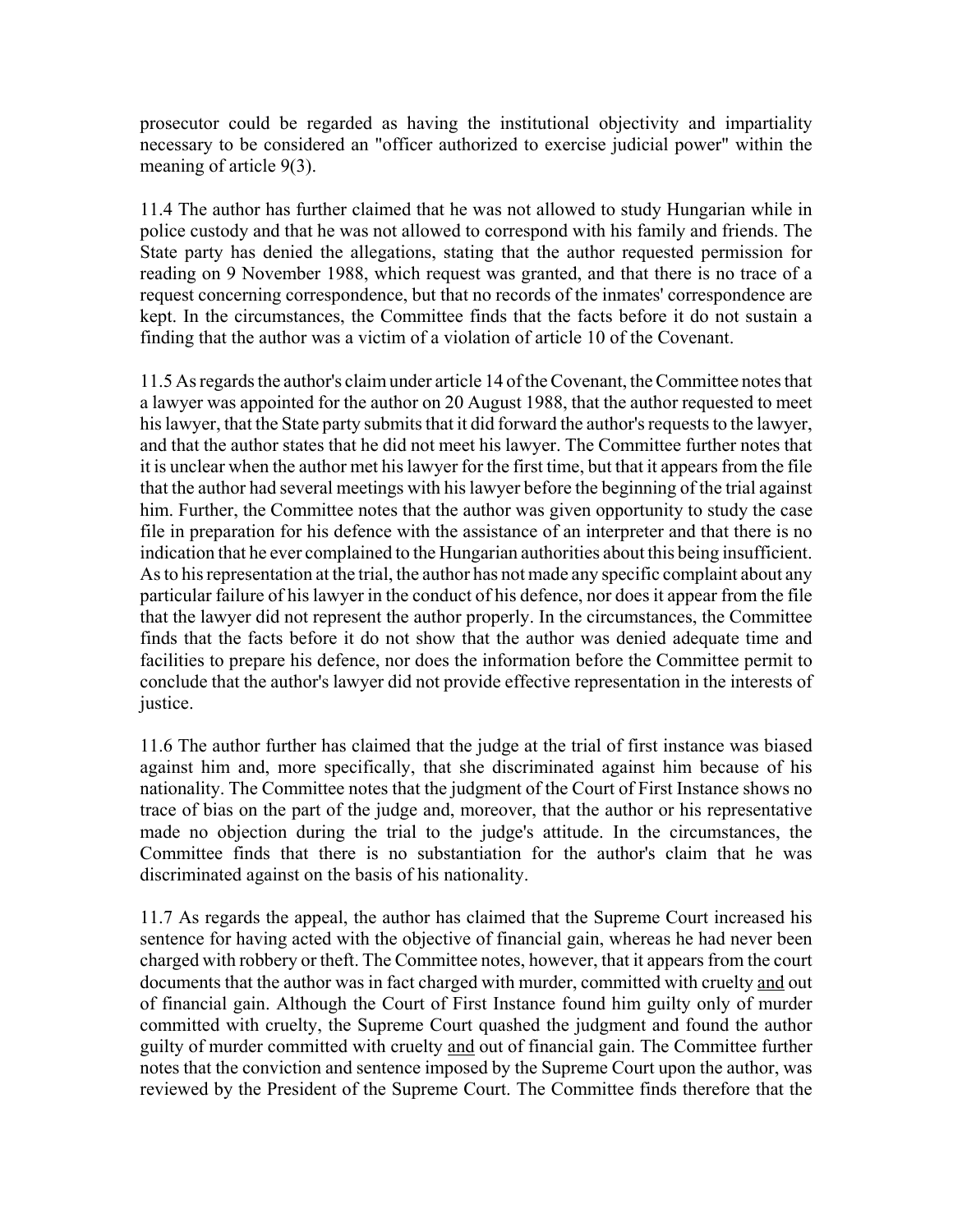prosecutor could be regarded as having the institutional objectivity and impartiality necessary to be considered an "officer authorized to exercise judicial power" within the meaning of article 9(3).

11.4 The author has further claimed that he was not allowed to study Hungarian while in police custody and that he was not allowed to correspond with his family and friends. The State party has denied the allegations, stating that the author requested permission for reading on 9 November 1988, which request was granted, and that there is no trace of a request concerning correspondence, but that no records of the inmates' correspondence are kept. In the circumstances, the Committee finds that the facts before it do not sustain a finding that the author was a victim of a violation of article 10 of the Covenant.

11.5 As regards the author's claim under article 14 of the Covenant, the Committee notes that a lawyer was appointed for the author on 20 August 1988, that the author requested to meet his lawyer, that the State party submits that it did forward the author's requests to the lawyer, and that the author states that he did not meet his lawyer. The Committee further notes that it is unclear when the author met his lawyer for the first time, but that it appears from the file that the author had several meetings with his lawyer before the beginning of the trial against him. Further, the Committee notes that the author was given opportunity to study the case file in preparation for his defence with the assistance of an interpreter and that there is no indication that he ever complained to the Hungarian authorities about this being insufficient. As to his representation at the trial, the author has not made any specific complaint about any particular failure of his lawyer in the conduct of his defence, nor does it appear from the file that the lawyer did not represent the author properly. In the circumstances, the Committee finds that the facts before it do not show that the author was denied adequate time and facilities to prepare his defence, nor does the information before the Committee permit to conclude that the author's lawyer did not provide effective representation in the interests of justice.

11.6 The author further has claimed that the judge at the trial of first instance was biased against him and, more specifically, that she discriminated against him because of his nationality. The Committee notes that the judgment of the Court of First Instance shows no trace of bias on the part of the judge and, moreover, that the author or his representative made no objection during the trial to the judge's attitude. In the circumstances, the Committee finds that there is no substantiation for the author's claim that he was discriminated against on the basis of his nationality.

11.7 As regards the appeal, the author has claimed that the Supreme Court increased his sentence for having acted with the objective of financial gain, whereas he had never been charged with robbery or theft. The Committee notes, however, that it appears from the court documents that the author was in fact charged with murder, committed with cruelty <u>and</u> out of financial gain. Although the Court of First Instance found him guilty only of murder committed with cruelty, the Supreme Court quashed the judgment and found the author guilty of murder committed with cruelty <u>and</u> out of financial gain. The Committee further notes that the conviction and sentence imposed by the Supreme Court upon the author, was reviewed by the President of the Supreme Court. The Committee finds therefore that the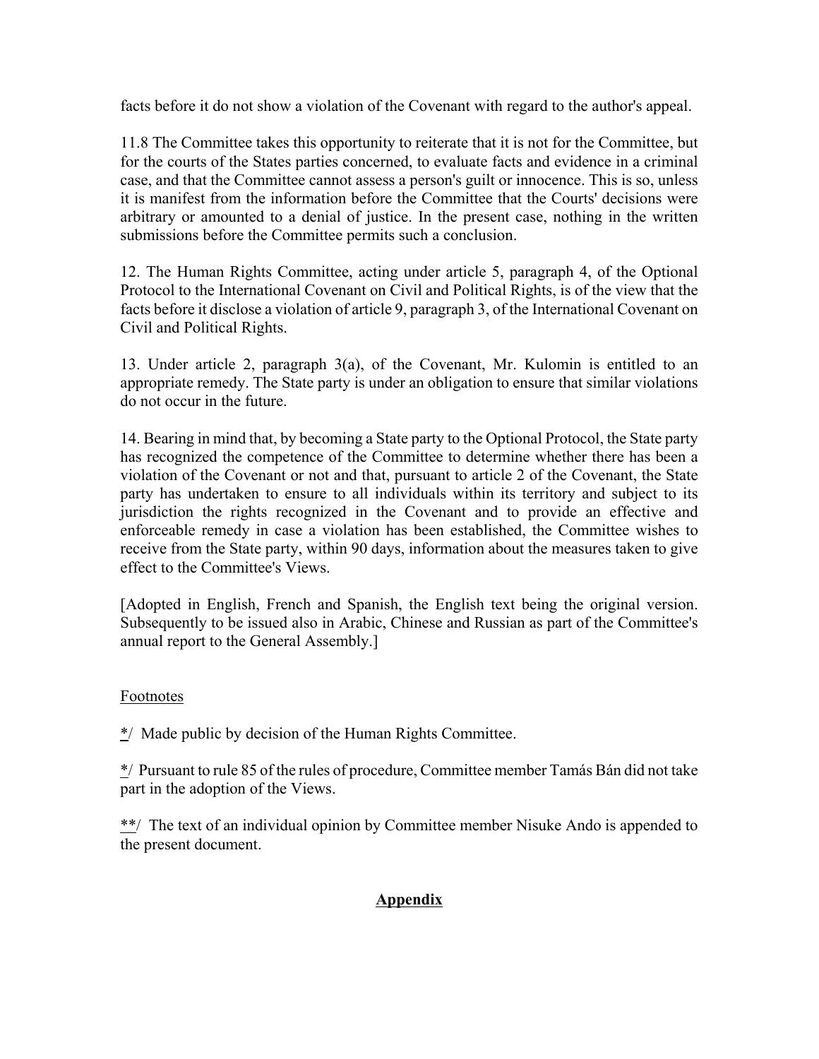facts before it do not show a violation of the Covenant with regard to the author's appeal.

11.8 The Committee takes this opportunity to reiterate that it is not for the Committee, but for the courts of the States parties concerned, to evaluate facts and evidence in a criminal case, and that the Committee cannot assess a person's guilt or innocence. This is so, unless it is manifest from the information before the Committee that the Courts' decisions were arbitrary or amounted to a denial of justice. In the present case, nothing in the written submissions before the Committee permits such a conclusion.

12. The Human Rights Committee, acting under article 5, paragraph 4, of the Optional Protocol to the International Covenant on Civil and Political Rights, is of the view that the facts before it disclose a violation of article 9, paragraph 3, of the International Covenant on Civil and Political Rights.

13. Under article 2, paragraph 3(a), of the Covenant, Mr. Kulomin is entitled to an appropriate remedy. The State party is under an obligation to ensure that similar violations do not occur in the future.

14. Bearing in mind that, by becoming a State party to the Optional Protocol, the State party has recognized the competence of the Committee to determine whether there has been a violation of the Covenant or not and that, pursuant to article 2 of the Covenant, the State party has undertaken to ensure to all individuals within its territory and subject to its jurisdiction the rights recognized in the Covenant and to provide an effective and enforceable remedy in case a violation has been established, the Committee wishes to receive from the State party, within 90 days, information about the measures taken to give effect to the Committee's Views.

[Adopted in English, French and Spanish, the English text being the original version. Subsequently to be issued also in Arabic, Chinese and Russian as part of the Committee's annual report to the General Assembly.]

Footnotes

*/ Made public by decision of the Human Rights Committee.

*/ Pursuant to rule 85 of the rules of procedure, Committee member Tamás Bán did not take part in the adoption of the Views.

**/ The text of an individual opinion by Committee member Nisuke Ando is appended to the present document.

## **Appendix**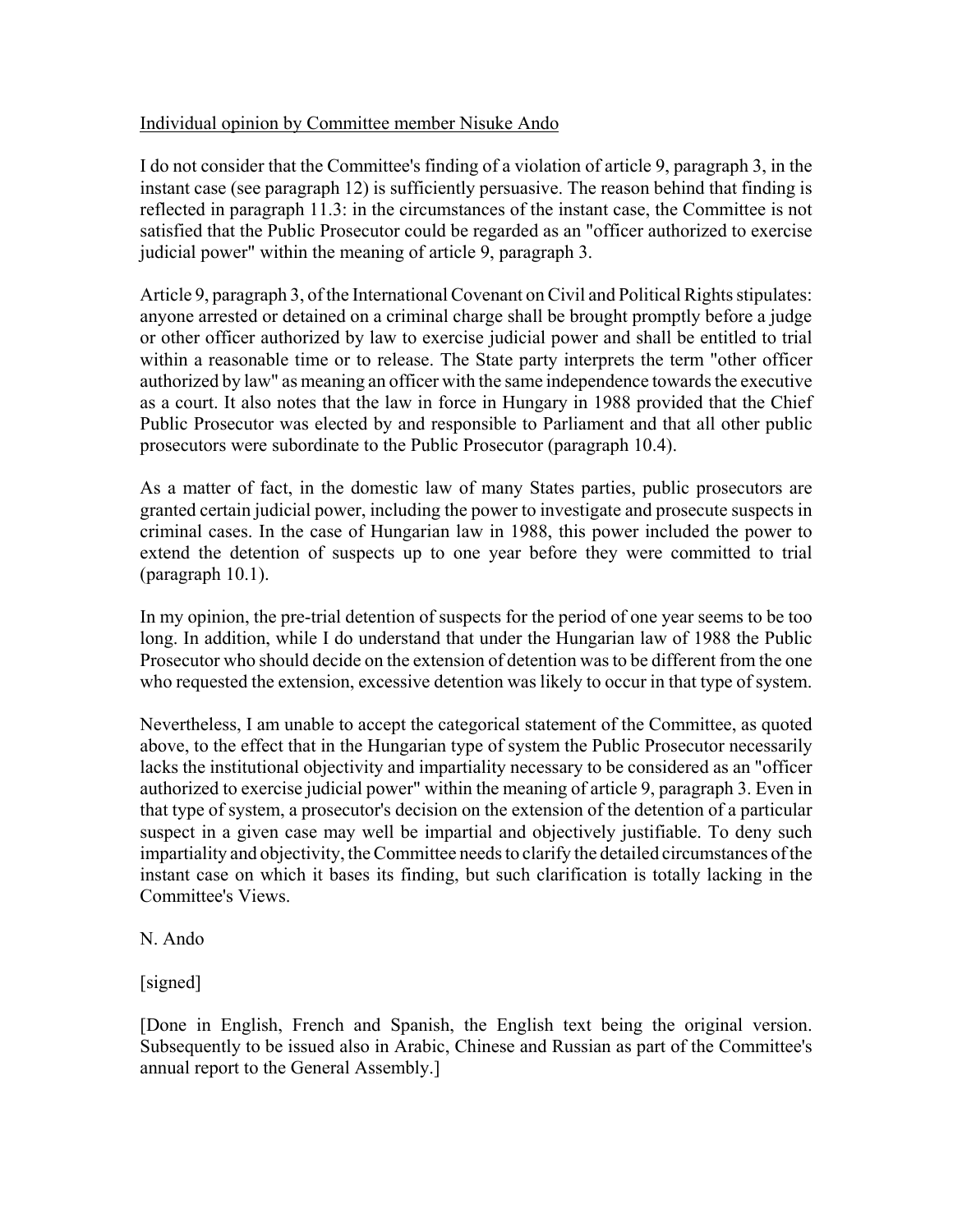Individual opinion by Committee member Nisuke Ando

I do not consider that the Committee's finding of a violation of article 9, paragraph 3, in the instant case (see paragraph 12) is sufficiently persuasive. The reason behind that finding is reflected in paragraph 11.3: in the circumstances of the instant case, the Committee is not satisfied that the Public Prosecutor could be regarded as an "officer authorized to exercise judicial power" within the meaning of article 9, paragraph 3.

Article 9, paragraph 3, of the International Covenant on Civil and Political Rights stipulates: anyone arrested or detained on a criminal charge shall be brought promptly before a judge or other officer authorized by law to exercise judicial power and shall be entitled to trial within a reasonable time or to release. The State party interprets the term "other officer authorized by law" as meaning an officer with the same independence towards the executive as a court. It also notes that the law in force in Hungary in 1988 provided that the Chief Public Prosecutor was elected by and responsible to Parliament and that all other public prosecutors were subordinate to the Public Prosecutor (paragraph 10.4).

As a matter of fact, in the domestic law of many States parties, public prosecutors are granted certain judicial power, including the power to investigate and prosecute suspects in criminal cases. In the case of Hungarian law in 1988, this power included the power to extend the detention of suspects up to one year before they were committed to trial (paragraph 10.1).

In my opinion, the pre-trial detention of suspects for the period of one year seems to be too long. In addition, while I do understand that under the Hungarian law of 1988 the Public Prosecutor who should decide on the extension of detention was to be different from the one who requested the extension, excessive detention was likely to occur in that type of system.

Nevertheless, I am unable to accept the categorical statement of the Committee, as quoted above, to the effect that in the Hungarian type of system the Public Prosecutor necessarily lacks the institutional objectivity and impartiality necessary to be considered as an "officer authorized to exercise judicial power" within the meaning of article 9, paragraph 3. Even in that type of system, a prosecutor's decision on the extension of the detention of a particular suspect in a given case may well be impartial and objectively justifiable. To deny such impartiality and objectivity, the Committee needs to clarify the detailed circumstances of the instant case on which it bases its finding, but such clarification is totally lacking in the Committee's Views.

N. Ando

[signed]

[Done in English, French and Spanish, the English text being the original version. Subsequently to be issued also in Arabic, Chinese and Russian as part of the Committee's annual report to the General Assembly.]